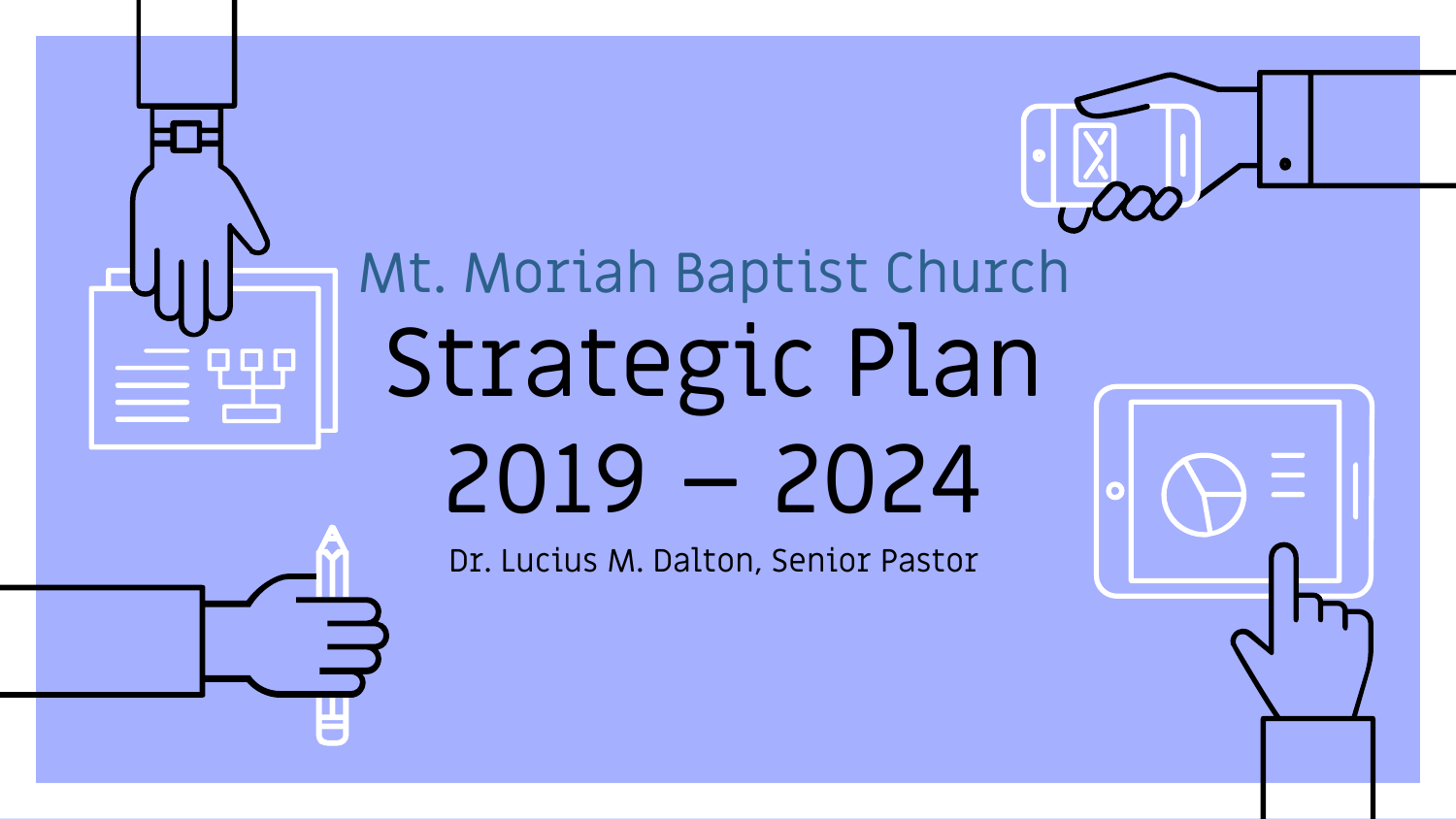## Mt. Moriah Baptist Church

# Strategic Plan 2019 – 2024

Dr. Lucius M. Dalton, Senior Pastor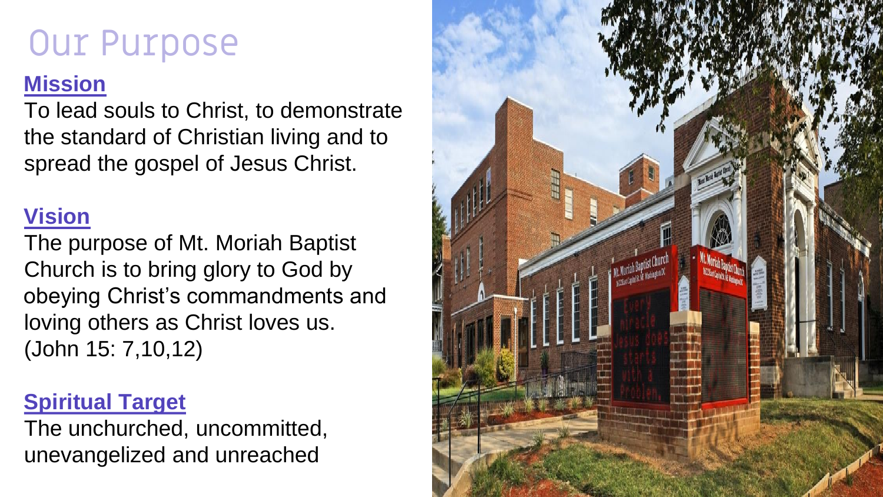# Our Purpose

## Mission

To lead souls to Christ, to demonstrate the standard of Christian living and to spread the gospel of Jesus Christ.

## Vision

The purpose of Mt. Moriah Baptist Church is to bring glory to God by obeying Christ's commandments and loving others as Christ loves us. (John 15: 7,10,12)

## Spiritual Target

The unchurched, uncommitted, unevangelized and unreached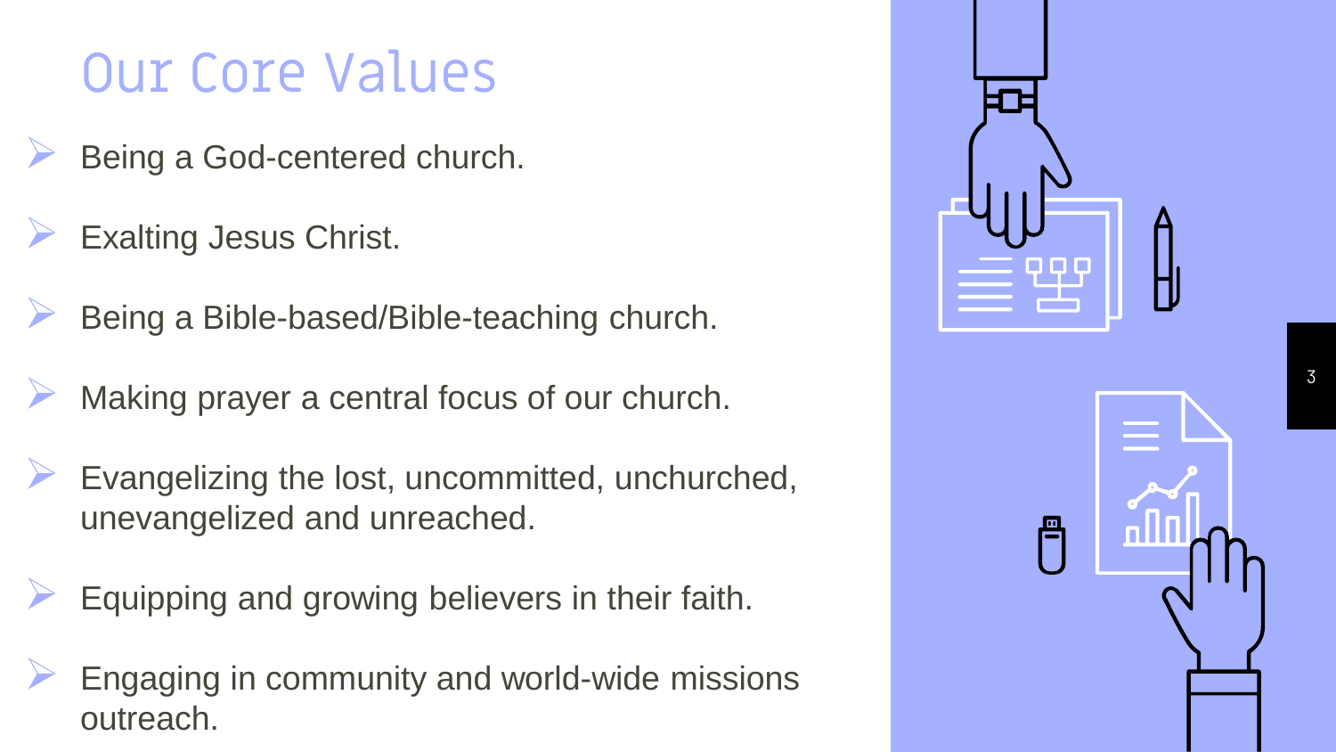# Our Core Values

- Being a God-centered church.
- Exalting Jesus Christ.
- Being a Bible-based/Bible-teaching church.
- Making prayer a central focus of our church.
- Evangelizing the lost, uncommitted, unchurched, unevangelized and unreached.
- Equipping and growing believers in their faith.
- Engaging in community and world-wide missions outreach.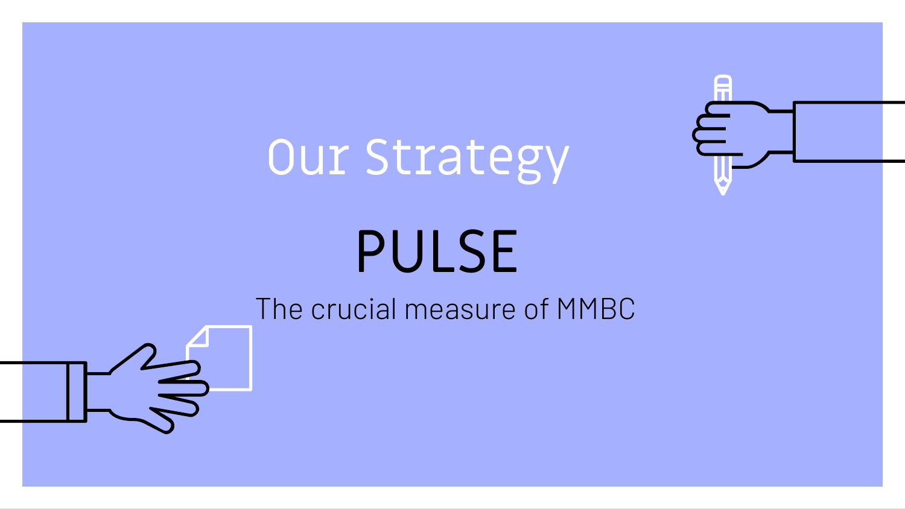# Our Strategy

## PULSE

The crucial measure of MMBC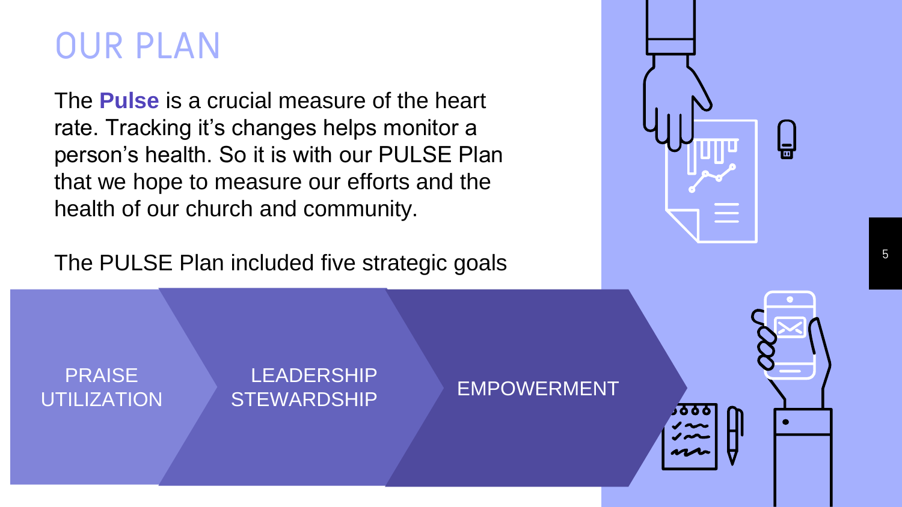# OUR PLAN

The **Pulse** is a crucial measure of the heart rate. Tracking it's changes helps monitor a person's health. So it is with our PULSE Plan that we hope to measure our efforts and the health of our church and community.

The PULSE Plan included five strategic goals

- PRAISE
- UTILIZATION
- LEADERSHIP
- STEWARDSHIP
- EMPOWERMENT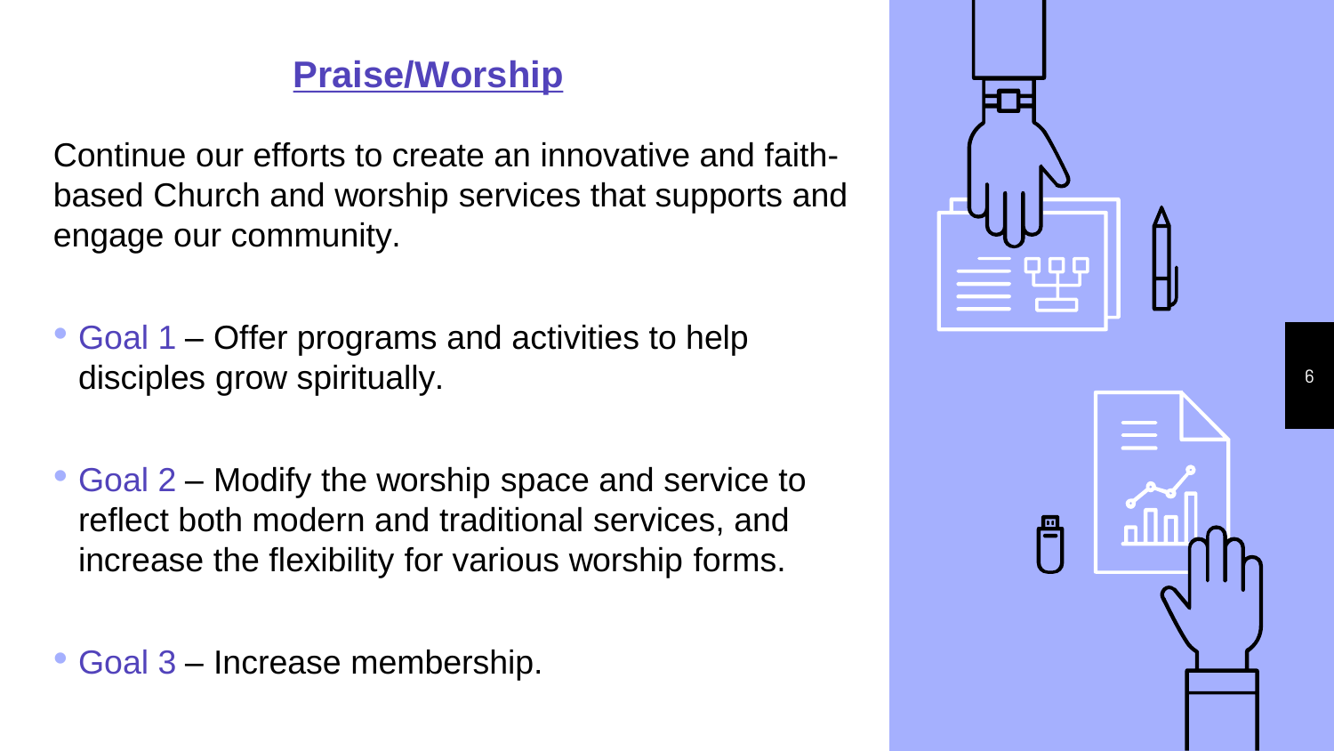## Praise/Worship

Continue our efforts to create an innovative and faith-based Church and worship services that supports and engage our community.

- Goal 1 – Offer programs and activities to help disciples grow spiritually.
- Goal 2 – Modify the worship space and service to reflect both modern and traditional services, and increase the flexibility for various worship forms.
- Goal 3 – Increase membership.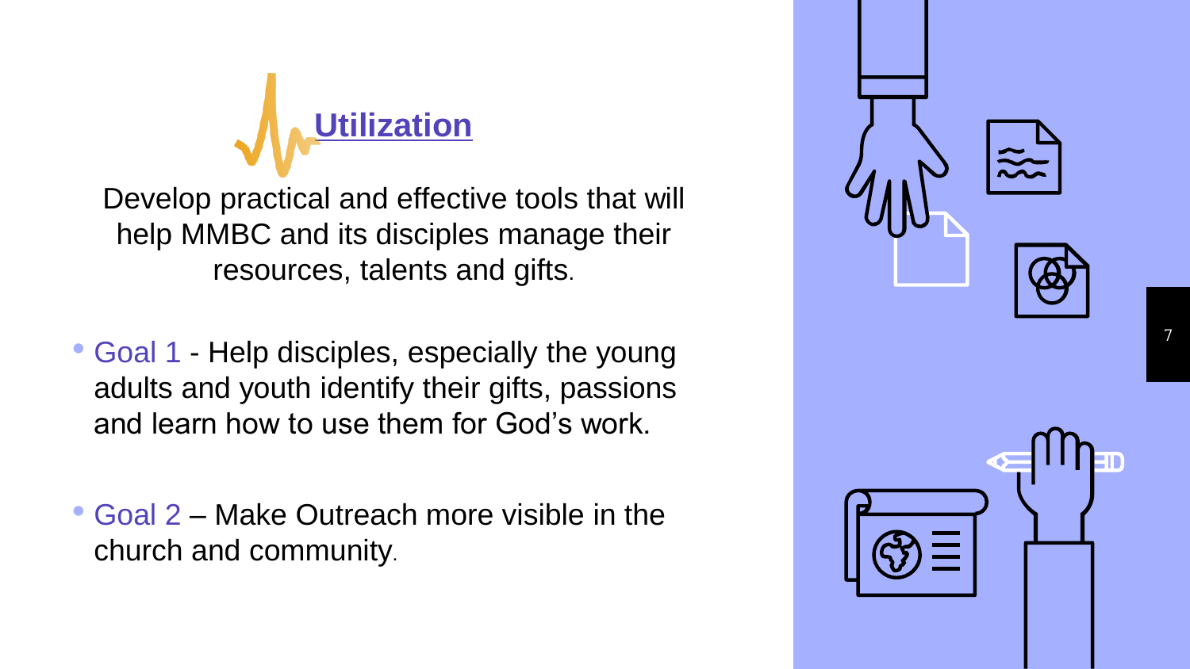## Utilization

Develop practical and effective tools that will help MMBC and its disciples manage their resources, talents and gifts.

- Goal 1 - Help disciples, especially the young adults and youth identify their gifts, passions and learn how to use them for God's work.
- Goal 2 – Make Outreach more visible in the church and community.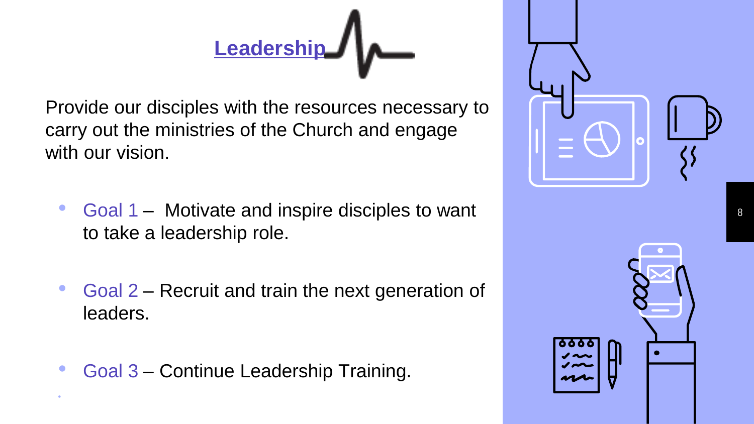# Leadership

Provide our disciples with the resources necessary to carry out the ministries of the Church and engage with our vision.

- Goal 1 – Motivate and inspire disciples to want to take a leadership role.
- Goal 2 – Recruit and train the next generation of leaders.
- Goal 3 – Continue Leadership Training.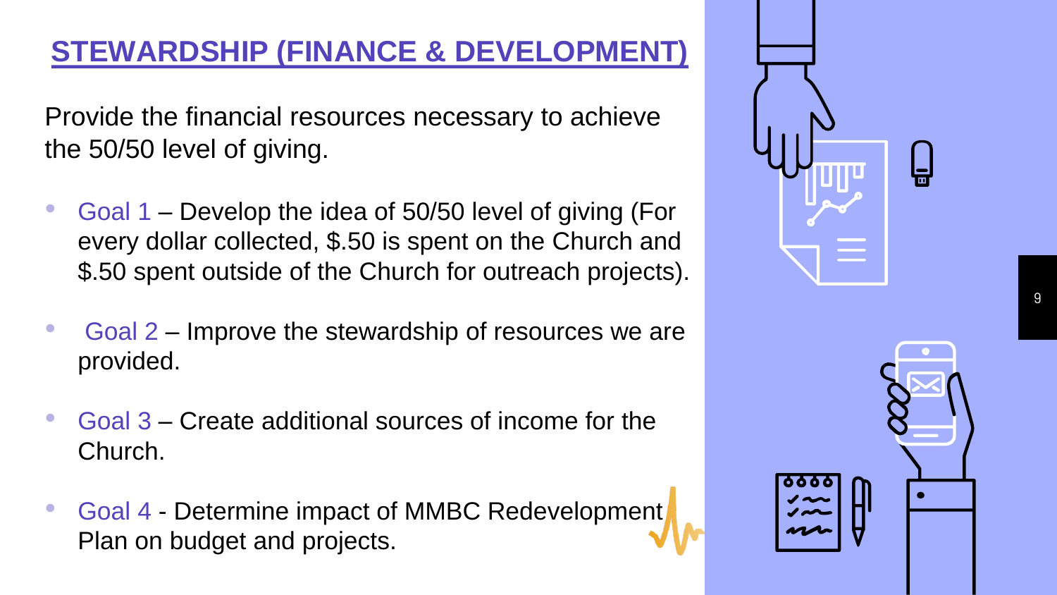## STEWARDSHIP (FINANCE & DEVELOPMENT)

Provide the financial resources necessary to achieve the 50/50 level of giving.

- Goal 1 – Develop the idea of 50/50 level of giving (For every dollar collected, $.50 is spent on the Church and $.50 spent outside of the Church for outreach projects).
- Goal 2 – Improve the stewardship of resources we are provided.
- Goal 3 – Create additional sources of income for the Church.
- Goal 4 - Determine impact of MMBC Redevelopment Plan on budget and projects.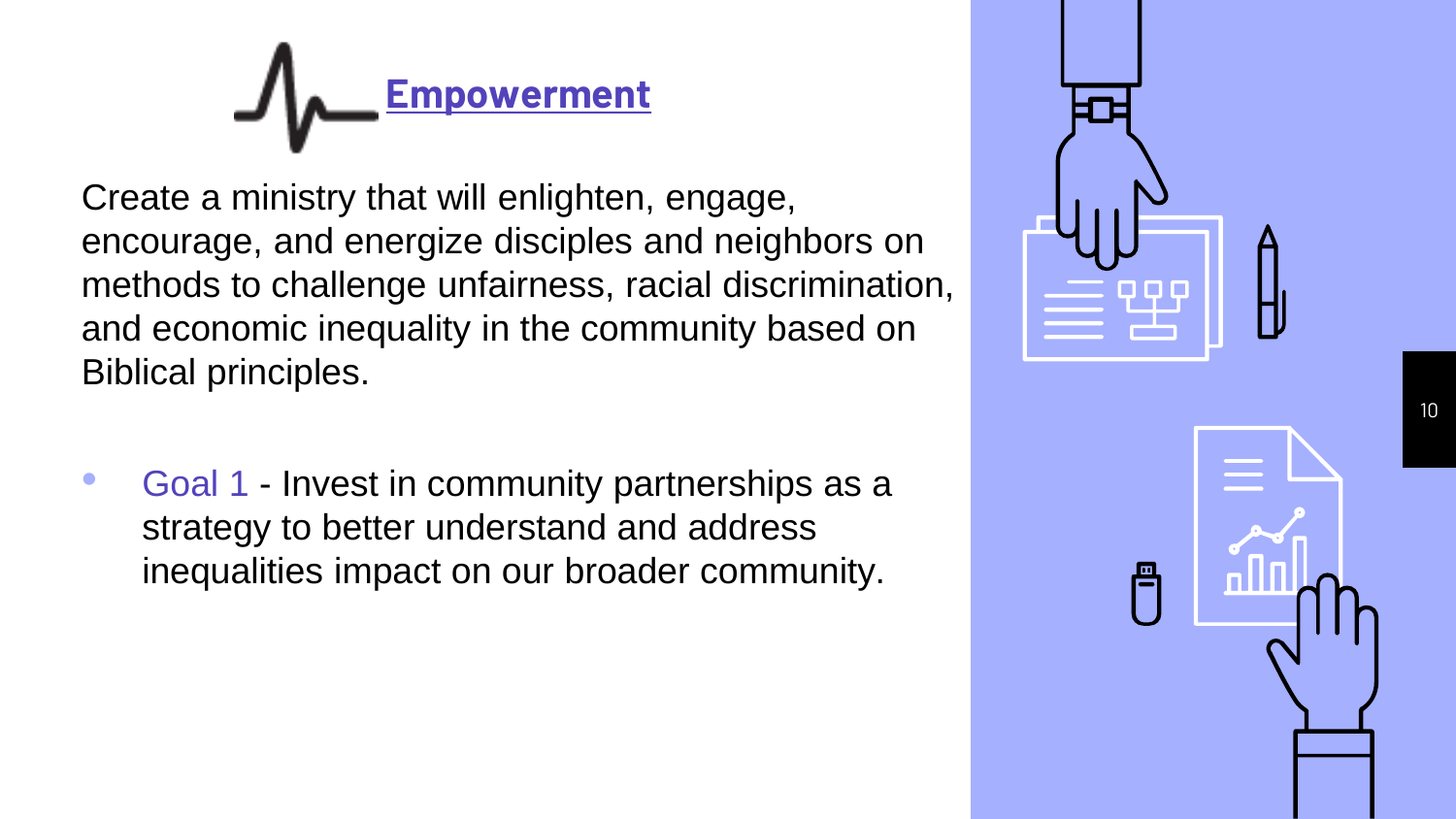## Empowerment

Create a ministry that will enlighten, engage, encourage, and energize disciples and neighbors on methods to challenge unfairness, racial discrimination, and economic inequality in the community based on Biblical principles.

- Goal 1 - Invest in community partnerships as a strategy to better understand and address inequalities impact on our broader community.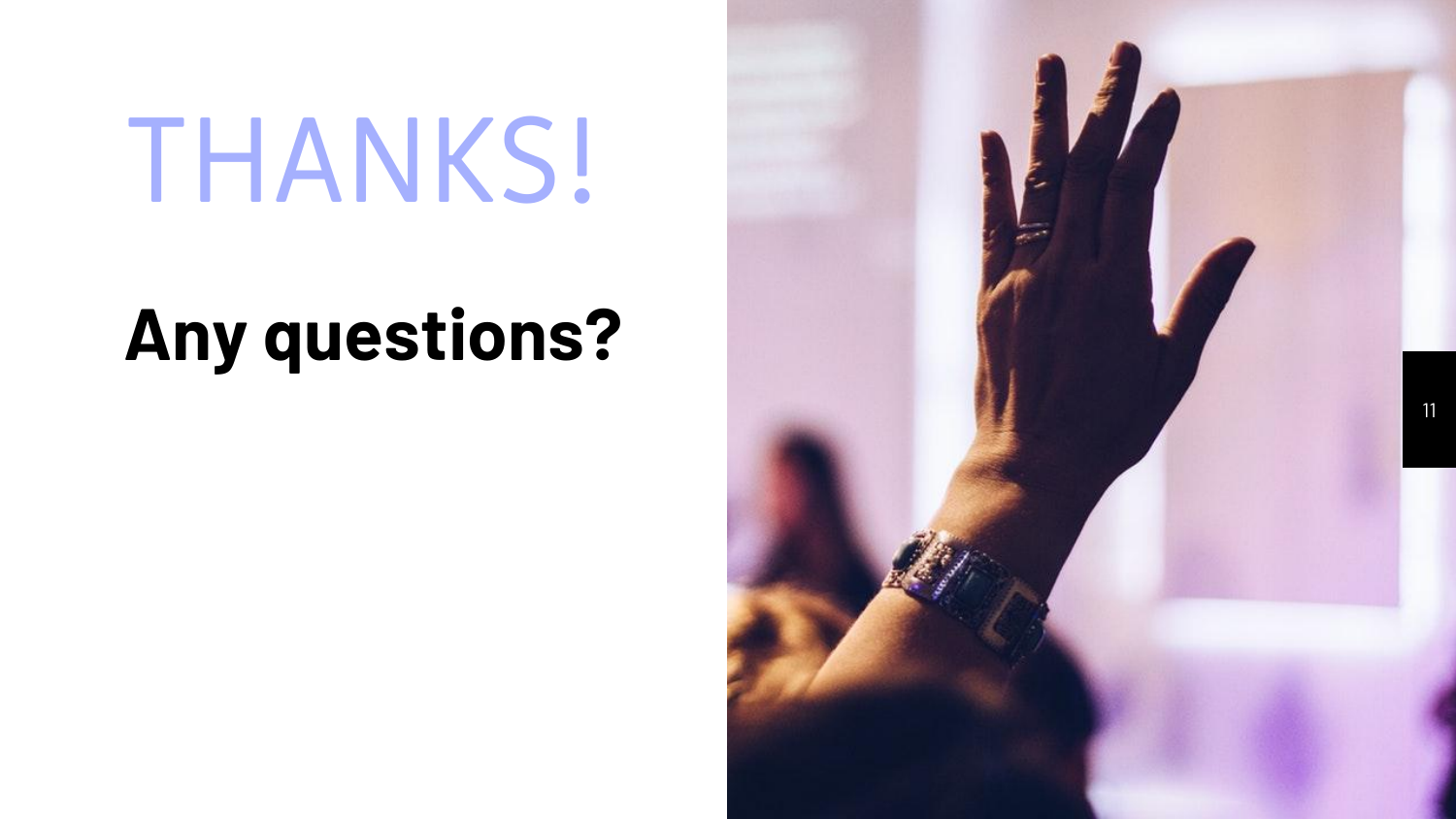# THANKS!

## Any questions?